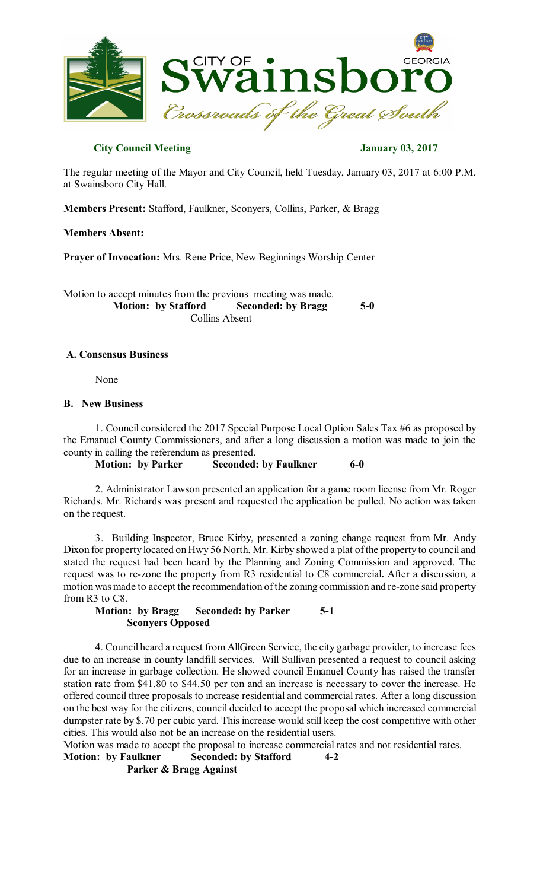**City Council Meeting** **January 03, 2017**

The regular meeting of the Mayor and City Council, held Tuesday, January 03, 2017 at 6:00 P.M. at Swainsboro City Hall.

**Members Present:** Stafford, Faulkner, Sconyers, Collins, Parker, & Bragg

**Members Absent:**

**Prayer of Invocation:** Mrs. Rene Price, New Beginnings Worship Center

Motion to accept minutes from the previous meeting was made.

**Motion: by Stafford** **Seconded: by Bragg** **5-0**
Collins Absent

## A. Consensus Business

None

## B. New Business

1. Council considered the 2017 Special Purpose Local Option Sales Tax #6 as proposed by the Emanuel County Commissioners, and after a long discussion a motion was made to join the county in calling the referendum as presented.

**Motion: by Parker** **Seconded: by Faulkner** **6-0**

2. Administrator Lawson presented an application for a game room license from Mr. Roger Richards. Mr. Richards was present and requested the application be pulled. No action was taken on the request.

3. Building Inspector, Bruce Kirby, presented a zoning change request from Mr. Andy Dixon for property located on Hwy 56 North. Mr. Kirby showed a plat of the property to council and stated the request had been heard by the Planning and Zoning Commission and approved. The request was to re-zone the property from R3 residential to C8 commercial**.** After a discussion, a motion was made to accept the recommendation of the zoning commission and re-zone said property from R3 to C8.

**Motion: by Bragg** **Seconded: by Parker** **5-1**
**Sconyers Opposed**

4. Council heard a request from AllGreen Service, the city garbage provider, to increase fees due to an increase in county landfill services. Will Sullivan presented a request to council asking for an increase in garbage collection. He showed council Emanuel County has raised the transfer station rate from $41.80 to $44.50 per ton and an increase is necessary to cover the increase. He offered council three proposals to increase residential and commercial rates. After a long discussion on the best way for the citizens, council decided to accept the proposal which increased commercial dumpster rate by $.70 per cubic yard. This increase would still keep the cost competitive with other cities. This would also not be an increase on the residential users.

Motion was made to accept the proposal to increase commercial rates and not residential rates.

**Motion: by Faulkner** **Seconded: by Stafford** **4-2**
**Parker & Bragg Against**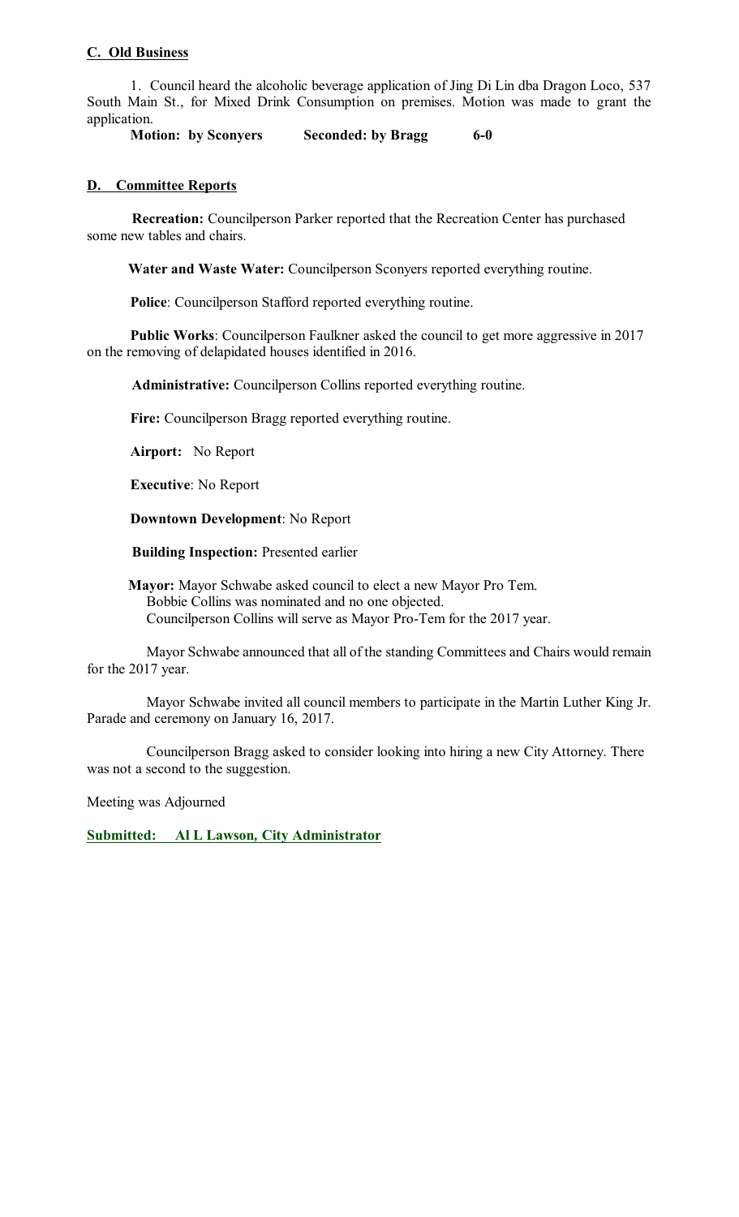## C. Old Business

1. Council heard the alcoholic beverage application of Jing Di Lin dba Dragon Loco, 537 South Main St., for Mixed Drink Consumption on premises. Motion was made to grant the application.

**Motion: by Sconyers   Seconded: by Bragg   6-0**

## D. Committee Reports

**Recreation:** Councilperson Parker reported that the Recreation Center has purchased some new tables and chairs.

**Water and Waste Water:** Councilperson Sconyers reported everything routine.

**Police**: Councilperson Stafford reported everything routine.

**Public Works**: Councilperson Faulkner asked the council to get more aggressive in 2017 on the removing of delapidated houses identified in 2016.

**Administrative:** Councilperson Collins reported everything routine.

**Fire:** Councilperson Bragg reported everything routine.

**Airport:** No Report

**Executive**: No Report

**Downtown Development**: No Report

**Building Inspection:** Presented earlier

**Mayor:** Mayor Schwabe asked council to elect a new Mayor Pro Tem.
Bobbie Collins was nominated and no one objected.
Councilperson Collins will serve as Mayor Pro-Tem for the 2017 year.

Mayor Schwabe announced that all of the standing Committees and Chairs would remain for the 2017 year.

Mayor Schwabe invited all council members to participate in the Martin Luther King Jr. Parade and ceremony on January 16, 2017.

Councilperson Bragg asked to consider looking into hiring a new City Attorney. There was not a second to the suggestion.

Meeting was Adjourned

**Submitted: Al L Lawson, City Administrator**